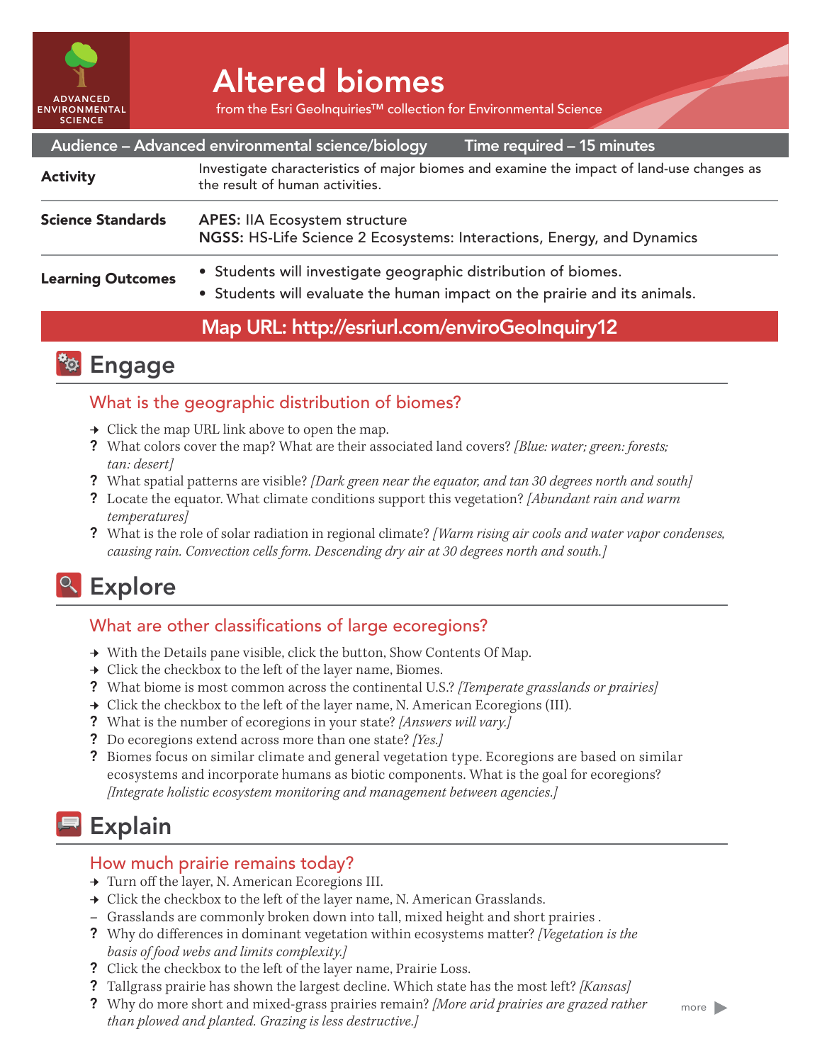ADVANCED ENVIRONMENTAL SCIENCE

# Altered biomes

from the Esri GeoInquiries™ collection for Environmental Science

**Audience – Advanced environmental science/biology** **Time required – 15 minutes**

| | |
|---|---|
| **Activity** | Investigate characteristics of major biomes and examine the impact of land-use changes as the result of human activities. |
| **Science Standards** | **APES:** IIA Ecosystem structure<br>**NGSS:** HS-Life Science 2 Ecosystems: Interactions, Energy, and Dynamics |
| **Learning Outcomes** | • Students will investigate geographic distribution of biomes.<br>• Students will evaluate the human impact on the prairie and its animals. |

**Map URL: http://esriurl.com/enviroGeoInquiry12**

## Engage

### What is the geographic distribution of biomes?

- → Click the map URL link above to open the map.
- ? What colors cover the map? What are their associated land covers? *[Blue: water; green: forests; tan: desert]*
- ? What spatial patterns are visible? *[Dark green near the equator, and tan 30 degrees north and south]*
- ? Locate the equator. What climate conditions support this vegetation? *[Abundant rain and warm temperatures]*
- ? What is the role of solar radiation in regional climate? *[Warm rising air cools and water vapor condenses, causing rain. Convection cells form. Descending dry air at 30 degrees north and south.]*

## Explore

### What are other classifications of large ecoregions?

- → With the Details pane visible, click the button, Show Contents Of Map.
- → Click the checkbox to the left of the layer name, Biomes.
- ? What biome is most common across the continental U.S.? *[Temperate grasslands or prairies]*
- → Click the checkbox to the left of the layer name, N. American Ecoregions (III).
- ? What is the number of ecoregions in your state? *[Answers will vary.]*
- ? Do ecoregions extend across more than one state? *[Yes.]*
- ? Biomes focus on similar climate and general vegetation type. Ecoregions are based on similar ecosystems and incorporate humans as biotic components. What is the goal for ecoregions? *[Integrate holistic ecosystem monitoring and management between agencies.]*

## Explain

### How much prairie remains today?

- → Turn off the layer, N. American Ecoregions III.
- → Click the checkbox to the left of the layer name, N. American Grasslands.
- – Grasslands are commonly broken down into tall, mixed height and short prairies .
- ? Why do differences in dominant vegetation within ecosystems matter? *[Vegetation is the basis of food webs and limits complexity.]*
- ? Click the checkbox to the left of the layer name, Prairie Loss.
- ? Tallgrass prairie has shown the largest decline. Which state has the most left? *[Kansas]*
- ? Why do more short and mixed-grass prairies remain? *[More arid prairies are grazed rather than plowed and planted. Grazing is less destructive.]*

more ▶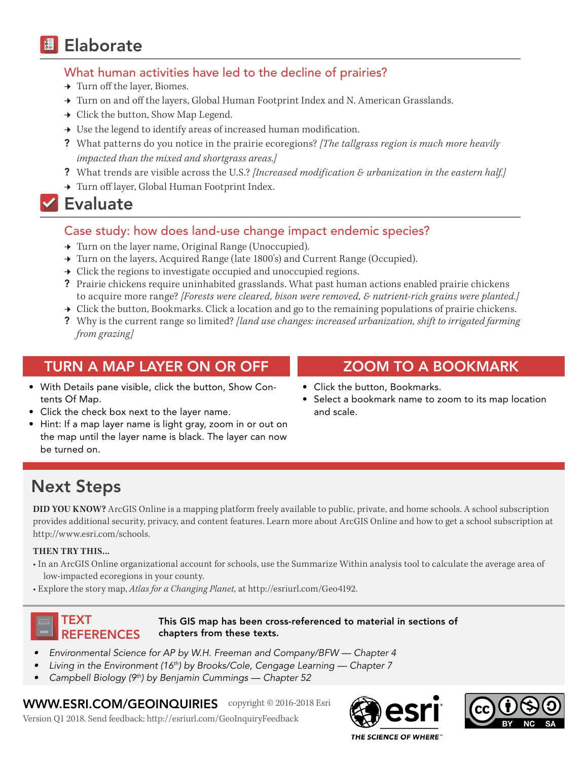# Elaborate

## What human activities have led to the decline of prairies?

→ Turn off the layer, Biomes.

→ Turn on and off the layers, Global Human Footprint Index and N. American Grasslands.

→ Click the button, Show Map Legend.

→ Use the legend to identify areas of increased human modification.

? What patterns do you notice in the prairie ecoregions? *[The tallgrass region is much more heavily impacted than the mixed and shortgrass areas.]*

? What trends are visible across the U.S.? *[Increased modification & urbanization in the eastern half.]*

→ Turn off layer, Global Human Footprint Index.

# Evaluate

## Case study: how does land-use change impact endemic species?

→ Turn on the layer name, Original Range (Unoccupied).

→ Turn on the layers, Acquired Range (late 1800's) and Current Range (Occupied).

→ Click the regions to investigate occupied and unoccupied regions.

? Prairie chickens require uninhabited grasslands. What past human actions enabled prairie chickens to acquire more range? *[Forests were cleared, bison were removed, & nutrient-rich grains were planted.]*

→ Click the button, Bookmarks. Click a location and go to the remaining populations of prairie chickens.

? Why is the current range so limited? *[land use changes: increased urbanization, shift to irrigated farming from grazing]*

## TURN A MAP LAYER ON OR OFF

- With Details pane visible, click the button, Show Contents Of Map.
- Click the check box next to the layer name.
- Hint: If a map layer name is light gray, zoom in or out on the map until the layer name is black. The layer can now be turned on.

## ZOOM TO A BOOKMARK

- Click the button, Bookmarks.
- Select a bookmark name to zoom to its map location and scale.

# Next Steps

**DID YOU KNOW?** ArcGIS Online is a mapping platform freely available to public, private, and home schools. A school subscription provides additional security, privacy, and content features. Learn more about ArcGIS Online and how to get a school subscription at http://www.esri.com/schools.

**THEN TRY THIS...**

- In an ArcGIS Online organizational account for schools, use the Summarize Within analysis tool to calculate the average area of low-impacted ecoregions in your county.
- Explore the story map, *Atlas for a Changing Planet*, at http://esriurl.com/Geo4192.

## TEXT REFERENCES

**This GIS map has been cross-referenced to material in sections of chapters from these texts.**

- *Environmental Science for AP by W.H. Freeman and Company/BFW — Chapter 4*
- *Living in the Environment (16th) by Brooks/Cole, Cengage Learning — Chapter 7*
- *Campbell Biology (9th) by Benjamin Cummings — Chapter 52*

**WWW.ESRI.COM/GEOINQUIRIES** copyright © 2016-2018 Esri

Version Q1 2018. Send feedback: http://esriurl.com/GeoInquiryFeedback

esri THE SCIENCE OF WHERE

CC BY NC SA